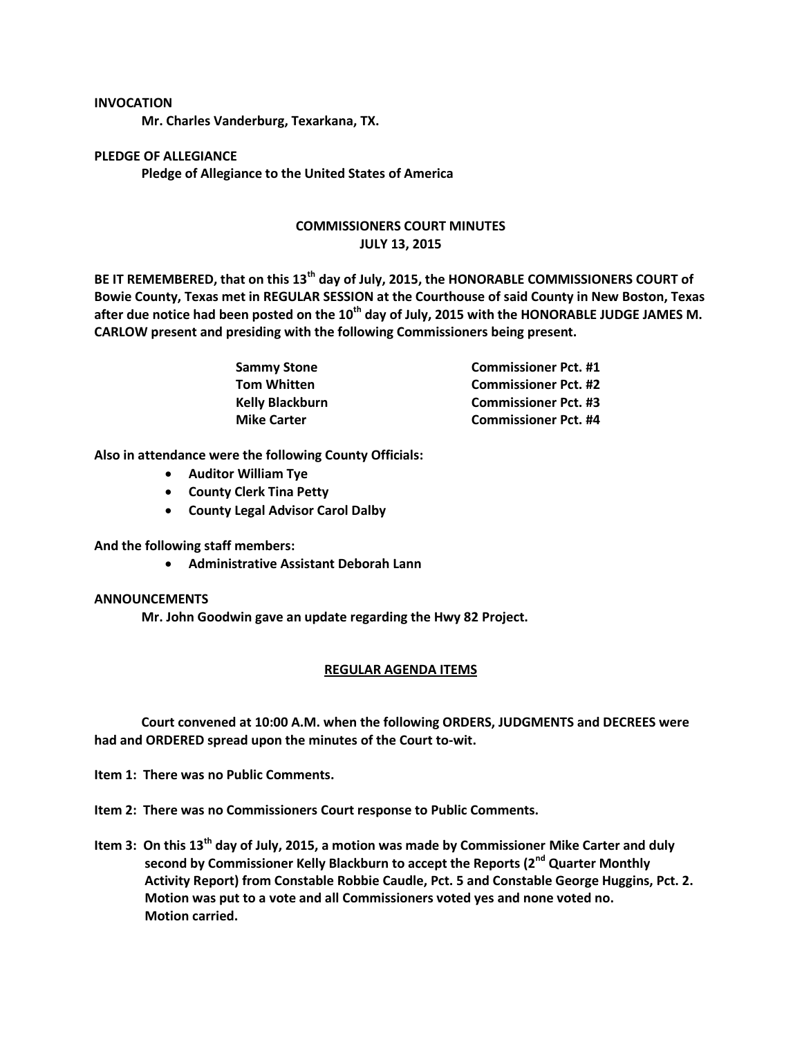**INVOCATION**

**Mr. Charles Vanderburg, Texarkana, TX.**

**PLEDGE OF ALLEGIANCE**

**Pledge of Allegiance to the United States of America**

**COMMISSIONERS COURT MINUTES**
**JULY 13, 2015**

**BE IT REMEMBERED, that on this 13th day of July, 2015, the HONORABLE COMMISSIONERS COURT of Bowie County, Texas met in REGULAR SESSION at the Courthouse of said County in New Boston, Texas after due notice had been posted on the 10th day of July, 2015 with the HONORABLE JUDGE JAMES M. CARLOW present and presiding with the following Commissioners being present.**

| | |
|---|---|
| **Sammy Stone** | **Commissioner Pct. #1** |
| **Tom Whitten** | **Commissioner Pct. #2** |
| **Kelly Blackburn** | **Commissioner Pct. #3** |
| **Mike Carter** | **Commissioner Pct. #4** |

**Also in attendance were the following County Officials:**

- **Auditor William Tye**
- **County Clerk Tina Petty**
- **County Legal Advisor Carol Dalby**

**And the following staff members:**

- **Administrative Assistant Deborah Lann**

**ANNOUNCEMENTS**

**Mr. John Goodwin gave an update regarding the Hwy 82 Project.**

**REGULAR AGENDA ITEMS**

**Court convened at 10:00 A.M. when the following ORDERS, JUDGMENTS and DECREES were had and ORDERED spread upon the minutes of the Court to-wit.**

**Item 1: There was no Public Comments.**

**Item 2: There was no Commissioners Court response to Public Comments.**

**Item 3: On this 13th day of July, 2015, a motion was made by Commissioner Mike Carter and duly second by Commissioner Kelly Blackburn to accept the Reports (2nd Quarter Monthly Activity Report) from Constable Robbie Caudle, Pct. 5 and Constable George Huggins, Pct. 2. Motion was put to a vote and all Commissioners voted yes and none voted no. Motion carried.**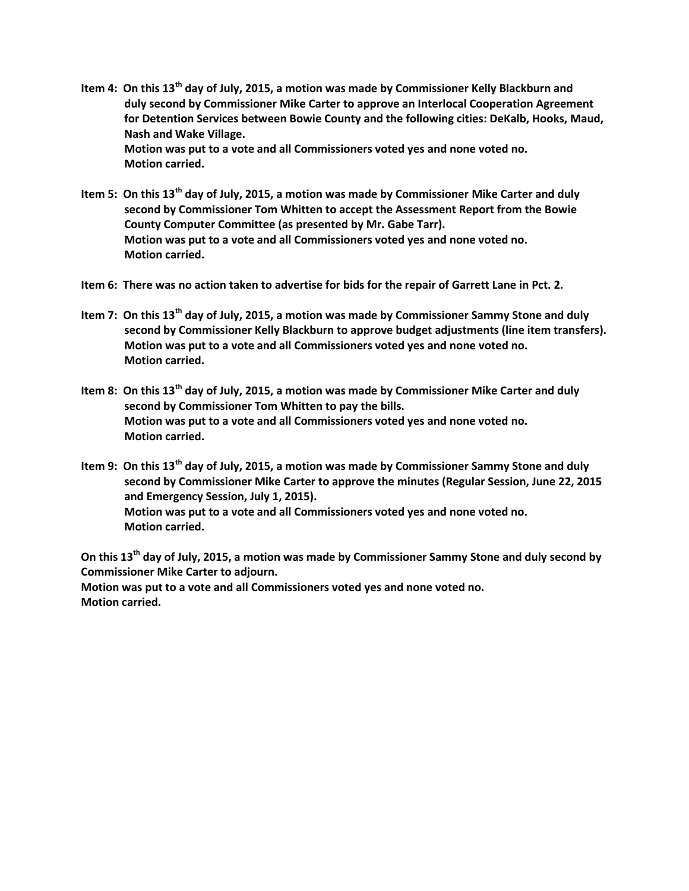**Item 4: On this 13th day of July, 2015, a motion was made by Commissioner Kelly Blackburn and duly second by Commissioner Mike Carter to approve an Interlocal Cooperation Agreement for Detention Services between Bowie County and the following cities: DeKalb, Hooks, Maud, Nash and Wake Village.**
**Motion was put to a vote and all Commissioners voted yes and none voted no.**
**Motion carried.**

**Item 5: On this 13th day of July, 2015, a motion was made by Commissioner Mike Carter and duly second by Commissioner Tom Whitten to accept the Assessment Report from the Bowie County Computer Committee (as presented by Mr. Gabe Tarr).**
**Motion was put to a vote and all Commissioners voted yes and none voted no.**
**Motion carried.**

**Item 6: There was no action taken to advertise for bids for the repair of Garrett Lane in Pct. 2.**

**Item 7: On this 13th day of July, 2015, a motion was made by Commissioner Sammy Stone and duly second by Commissioner Kelly Blackburn to approve budget adjustments (line item transfers).**
**Motion was put to a vote and all Commissioners voted yes and none voted no.**
**Motion carried.**

**Item 8: On this 13th day of July, 2015, a motion was made by Commissioner Mike Carter and duly second by Commissioner Tom Whitten to pay the bills.**
**Motion was put to a vote and all Commissioners voted yes and none voted no.**
**Motion carried.**

**Item 9: On this 13th day of July, 2015, a motion was made by Commissioner Sammy Stone and duly second by Commissioner Mike Carter to approve the minutes (Regular Session, June 22, 2015 and Emergency Session, July 1, 2015).**
**Motion was put to a vote and all Commissioners voted yes and none voted no.**
**Motion carried.**

**On this 13th day of July, 2015, a motion was made by Commissioner Sammy Stone and duly second by Commissioner Mike Carter to adjourn.**
**Motion was put to a vote and all Commissioners voted yes and none voted no.**
**Motion carried.**